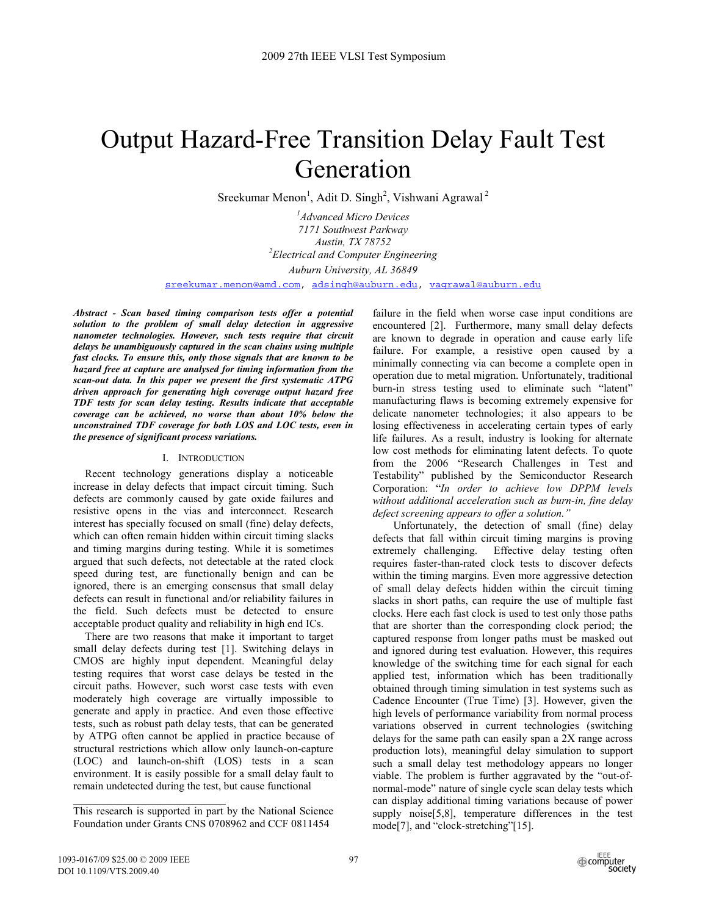# Output Hazard-Free Transition Delay Fault Test Generation

Sreekumar Menon[1], Adit D. Singh[2], Vishwani Agrawal[2]

[1]*Advanced Micro Devices*
*7171 Southwest Parkway*
*Austin, TX 78752*
[2]*Electrical and Computer Engineering*
*Auburn University, AL 36849*

sreekumar.menon@amd.com, adsingh@auburn.edu, vagrawal@auburn.edu

***Abstract - Scan based timing comparison tests offer a potential solution to the problem of small delay detection in aggressive nanometer technologies. However, such tests require that circuit delays be unambiguously captured in the scan chains using multiple fast clocks. To ensure this, only those signals that are known to be hazard free at capture are analysed for timing information from the scan-out data. In this paper we present the first systematic ATPG driven approach for generating high coverage output hazard free TDF tests for scan delay testing. Results indicate that acceptable coverage can be achieved, no worse than about 10% below the unconstrained TDF coverage for both LOS and LOC tests, even in the presence of significant process variations.***

## I. Introduction

Recent technology generations display a noticeable increase in delay defects that impact circuit timing. Such defects are commonly caused by gate oxide failures and resistive opens in the vias and interconnect. Research interest has specially focused on small (fine) delay defects, which can often remain hidden within circuit timing slacks and timing margins during testing. While it is sometimes argued that such defects, not detectable at the rated clock speed during test, are functionally benign and can be ignored, there is an emerging consensus that small delay defects can result in functional and/or reliability failures in the field. Such defects must be detected to ensure acceptable product quality and reliability in high end ICs.

There are two reasons that make it important to target small delay defects during test [1]. Switching delays in CMOS are highly input dependent. Meaningful delay testing requires that worst case delays be tested in the circuit paths. However, such worst case tests with even moderately high coverage are virtually impossible to generate and apply in practice. And even those effective tests, such as robust path delay tests, that can be generated by ATPG often cannot be applied in practice because of structural restrictions which allow only launch-on-capture (LOC) and launch-on-shift (LOS) tests in a scan environment. It is easily possible for a small delay fault to remain undetected during the test, but cause functional failure in the field when worse case input conditions are encountered [2]. Furthermore, many small delay defects are known to degrade in operation and cause early life failure. For example, a resistive open caused by a minimally connecting via can become a complete open in operation due to metal migration. Unfortunately, traditional burn-in stress testing used to eliminate such "latent" manufacturing flaws is becoming extremely expensive for delicate nanometer technologies; it also appears to be losing effectiveness in accelerating certain types of early life failures. As a result, industry is looking for alternate low cost methods for eliminating latent defects. To quote from the 2006 "Research Challenges in Test and Testability" published by the Semiconductor Research Corporation: "*In order to achieve low DPPM levels without additional acceleration such as burn-in, fine delay defect screening appears to offer a solution."*

Unfortunately, the detection of small (fine) delay defects that fall within circuit timing margins is proving extremely challenging. Effective delay testing often requires faster-than-rated clock tests to discover defects within the timing margins. Even more aggressive detection of small delay defects hidden within the circuit timing slacks in short paths, can require the use of multiple fast clocks. Here each fast clock is used to test only those paths that are shorter than the corresponding clock period; the captured response from longer paths must be masked out and ignored during test evaluation. However, this requires knowledge of the switching time for each signal for each applied test, information which has been traditionally obtained through timing simulation in test systems such as Cadence Encounter (True Time) [3]. However, given the high levels of performance variability from normal process variations observed in current technologies (switching delays for the same path can easily span a 2X range across production lots), meaningful delay simulation to support such a small delay test methodology appears no longer viable. The problem is further aggravated by the "out-of-normal-mode" nature of single cycle scan delay tests which can display additional timing variations because of power supply noise[5,8], temperature differences in the test mode[7], and "clock-stretching"[15].

---

This research is supported in part by the National Science Foundation under Grants CNS 0708962 and CCF 0811454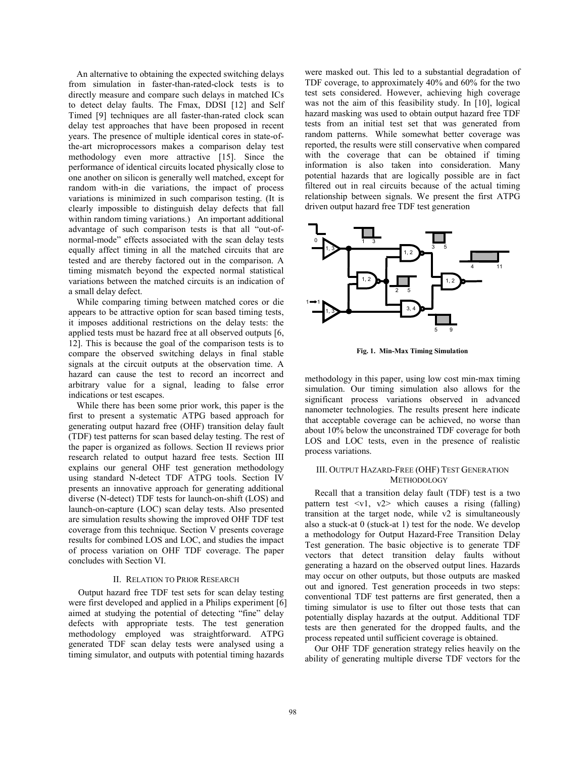An alternative to obtaining the expected switching delays from simulation in faster-than-rated-clock tests is to directly measure and compare such delays in matched ICs to detect delay faults. The Fmax, DDSI [12] and Self Timed [9] techniques are all faster-than-rated clock scan delay test approaches that have been proposed in recent years. The presence of multiple identical cores in state-of-the-art microprocessors makes a comparison delay test methodology even more attractive [15]. Since the performance of identical circuits located physically close to one another on silicon is generally well matched, except for random with-in die variations, the impact of process variations is minimized in such comparison testing. (It is clearly impossible to distinguish delay defects that fall within random timing variations.) An important additional advantage of such comparison tests is that all "out-of-normal-mode" effects associated with the scan delay tests equally affect timing in all the matched circuits that are tested and are thereby factored out in the comparison. A timing mismatch beyond the expected normal statistical variations between the matched circuits is an indication of a small delay defect.

While comparing timing between matched cores or die appears to be attractive option for scan based timing tests, it imposes additional restrictions on the delay tests: the applied tests must be hazard free at all observed outputs [6, 12]. This is because the goal of the comparison tests is to compare the observed switching delays in final stable signals at the circuit outputs at the observation time. A hazard can cause the test to record an incorrect and arbitrary value for a signal, leading to false error indications or test escapes.

While there has been some prior work, this paper is the first to present a systematic ATPG based approach for generating output hazard free (OHF) transition delay fault (TDF) test patterns for scan based delay testing. The rest of the paper is organized as follows. Section II reviews prior research related to output hazard free tests. Section III explains our general OHF test generation methodology using standard N-detect TDF ATPG tools. Section IV presents an innovative approach for generating additional diverse (N-detect) TDF tests for launch-on-shift (LOS) and launch-on-capture (LOC) scan delay tests. Also presented are simulation results showing the improved OHF TDF test coverage from this technique. Section V presents coverage results for combined LOS and LOC, and studies the impact of process variation on OHF TDF coverage. The paper concludes with Section VI.

## II. Relation to Prior Research

Output hazard free TDF test sets for scan delay testing were first developed and applied in a Philips experiment [6] aimed at studying the potential of detecting "fine" delay defects with appropriate tests. The test generation methodology employed was straightforward. ATPG generated TDF scan delay tests were analysed using a timing simulator, and outputs with potential timing hazards were masked out. This led to a substantial degradation of TDF coverage, to approximately 40% and 60% for the two test sets considered. However, achieving high coverage was not the aim of this feasibility study. In [10], logical hazard masking was used to obtain output hazard free TDF tests from an initial test set that was generated from random patterns. While somewhat better coverage was reported, the results were still conservative when compared with the coverage that can be obtained if timing information is also taken into consideration. Many potential hazards that are logically possible are in fact filtered out in real circuits because of the actual timing relationship between signals. We present the first ATPG driven output hazard free TDF test generation methodology in this paper, using low cost min-max timing simulation. Our timing simulation also allows for the significant process variations observed in advanced nanometer technologies. The results present here indicate that acceptable coverage can be achieved, no worse than about 10% below the unconstrained TDF coverage for both LOS and LOC tests, even in the presence of realistic process variations.

**Fig. 1. Min-Max Timing Simulation**

## III. Output Hazard-Free (OHF) Test Generation Methodology

Recall that a transition delay fault (TDF) test is a two pattern test <v1, v2> which causes a rising (falling) transition at the target node, while v2 is simultaneously also a stuck-at 0 (stuck-at 1) test for the node. We develop a methodology for Output Hazard-Free Transition Delay Test generation. The basic objective is to generate TDF vectors that detect transition delay faults without generating a hazard on the observed output lines. Hazards may occur on other outputs, but those outputs are masked out and ignored. Test generation proceeds in two steps: conventional TDF test patterns are first generated, then a timing simulator is use to filter out those tests that can potentially display hazards at the output. Additional TDF tests are then generated for the dropped faults, and the process repeated until sufficient coverage is obtained.

Our OHF TDF generation strategy relies heavily on the ability of generating multiple diverse TDF vectors for the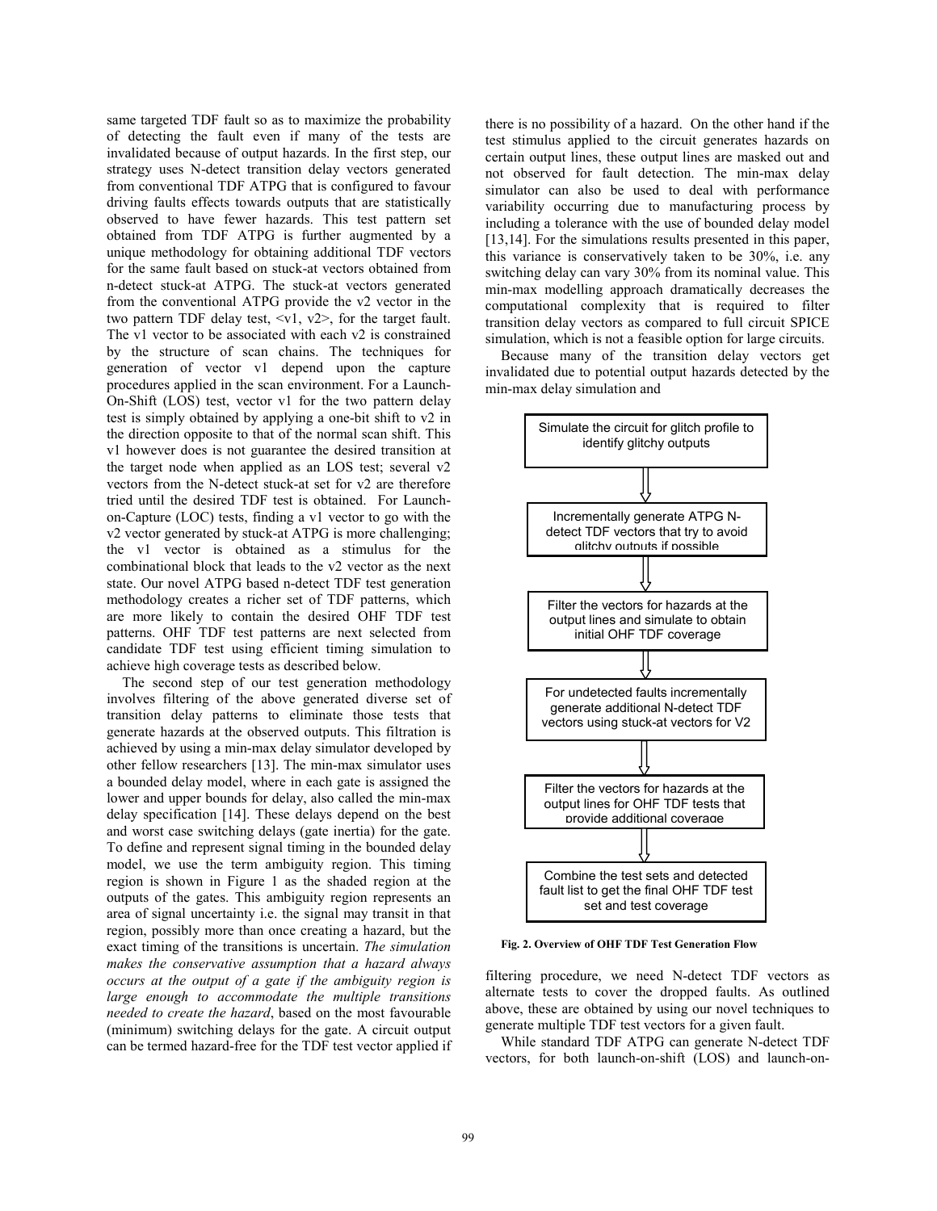same targeted TDF fault so as to maximize the probability of detecting the fault even if many of the tests are invalidated because of output hazards. In the first step, our strategy uses N-detect transition delay vectors generated from conventional TDF ATPG that is configured to favour driving faults effects towards outputs that are statistically observed to have fewer hazards. This test pattern set obtained from TDF ATPG is further augmented by a unique methodology for obtaining additional TDF vectors for the same fault based on stuck-at vectors obtained from n-detect stuck-at ATPG. The stuck-at vectors generated from the conventional ATPG provide the v2 vector in the two pattern TDF delay test, <v1, v2>, for the target fault. The v1 vector to be associated with each v2 is constrained by the structure of scan chains. The techniques for generation of vector v1 depend upon the capture procedures applied in the scan environment. For a Launch-On-Shift (LOS) test, vector v1 for the two pattern delay test is simply obtained by applying a one-bit shift to v2 in the direction opposite to that of the normal scan shift. This v1 however does is not guarantee the desired transition at the target node when applied as an LOS test; several v2 vectors from the N-detect stuck-at set for v2 are therefore tried until the desired TDF test is obtained. For Launch-on-Capture (LOC) tests, finding a v1 vector to go with the v2 vector generated by stuck-at ATPG is more challenging; the v1 vector is obtained as a stimulus for the combinational block that leads to the v2 vector as the next state. Our novel ATPG based n-detect TDF test generation methodology creates a richer set of TDF patterns, which are more likely to contain the desired OHF TDF test patterns. OHF TDF test patterns are next selected from candidate TDF test using efficient timing simulation to achieve high coverage tests as described below.

The second step of our test generation methodology involves filtering of the above generated diverse set of transition delay patterns to eliminate those tests that generate hazards at the observed outputs. This filtration is achieved by using a min-max delay simulator developed by other fellow researchers [13]. The min-max simulator uses a bounded delay model, where in each gate is assigned the lower and upper bounds for delay, also called the min-max delay specification [14]. These delays depend on the best and worst case switching delays (gate inertia) for the gate. To define and represent signal timing in the bounded delay model, we use the term ambiguity region. This timing region is shown in Figure 1 as the shaded region at the outputs of the gates. This ambiguity region represents an area of signal uncertainty i.e. the signal may transit in that region, possibly more than once creating a hazard, but the exact timing of the transitions is uncertain. *The simulation makes the conservative assumption that a hazard always occurs at the output of a gate if the ambiguity region is large enough to accommodate the multiple transitions needed to create the hazard*, based on the most favourable (minimum) switching delays for the gate. A circuit output can be termed hazard-free for the TDF test vector applied if there is no possibility of a hazard. On the other hand if the test stimulus applied to the circuit generates hazards on certain output lines, these output lines are masked out and not observed for fault detection. The min-max delay simulator can also be used to deal with performance variability occurring due to manufacturing process by including a tolerance with the use of bounded delay model [13,14]. For the simulations results presented in this paper, this variance is conservatively taken to be 30%, i.e. any switching delay can vary 30% from its nominal value. This min-max modelling approach dramatically decreases the computational complexity that is required to filter transition delay vectors as compared to full circuit SPICE simulation, which is not a feasible option for large circuits.

Because many of the transition delay vectors get invalidated due to potential output hazards detected by the min-max delay simulation and filtering procedure, we need N-detect TDF vectors as alternate tests to cover the dropped faults. As outlined above, these are obtained by using our novel techniques to generate multiple TDF test vectors for a given fault.

Simulate the circuit for glitch profile to identify glitchy outputs

↓

Incrementally generate ATPG N-detect TDF vectors that try to avoid glitchy outputs if possible

↓

Filter the vectors for hazards at the output lines and simulate to obtain initial OHF TDF coverage

↓

For undetected faults incrementally generate additional N-detect TDF vectors using stuck-at vectors for V2

↓

Filter the vectors for hazards at the output lines for OHF TDF tests that provide additional coverage

↓

Combine the test sets and detected fault list to get the final OHF TDF test set and test coverage

**Fig. 2. Overview of OHF TDF Test Generation Flow**

While standard TDF ATPG can generate N-detect TDF vectors, for both launch-on-shift (LOS) and launch-on-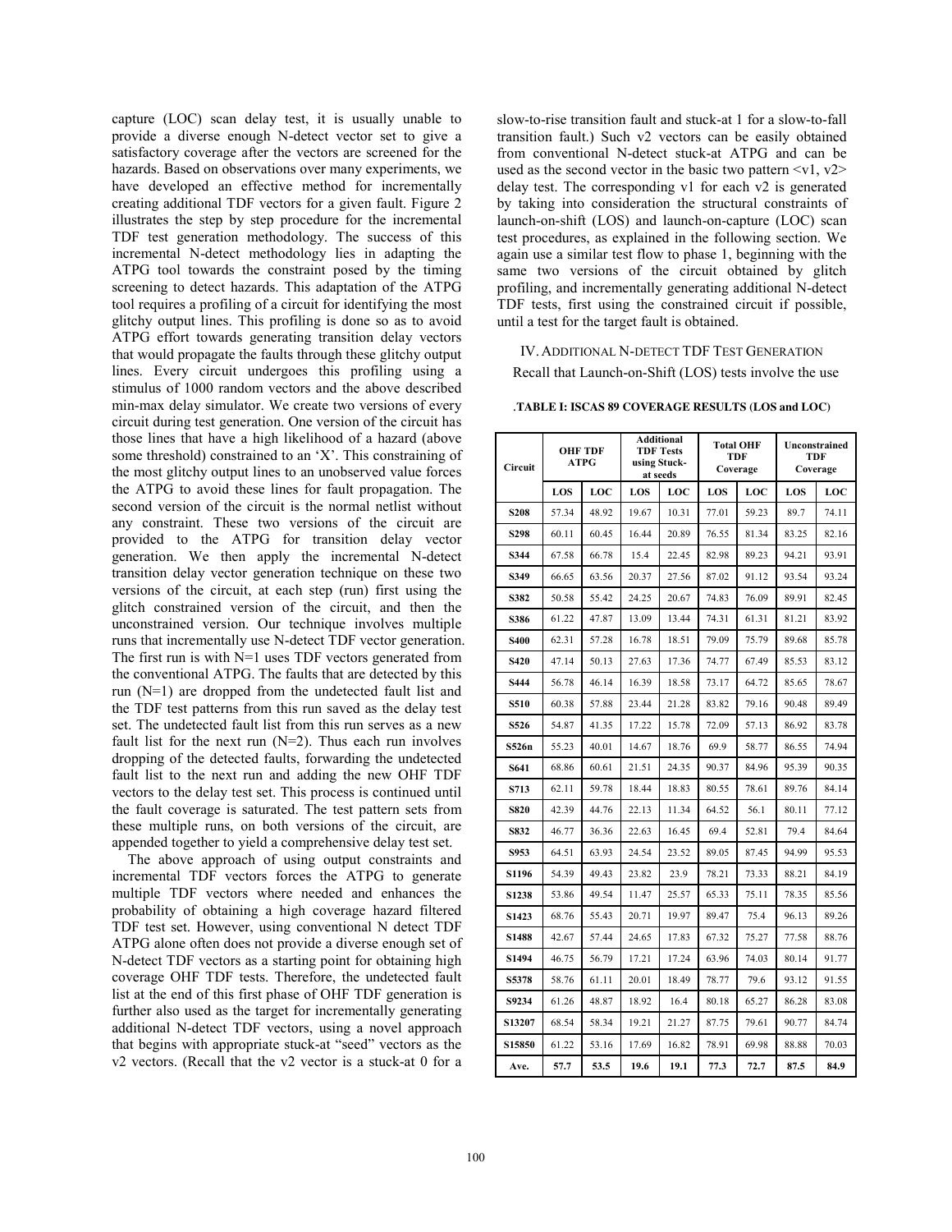capture (LOC) scan delay test, it is usually unable to provide a diverse enough N-detect vector set to give a satisfactory coverage after the vectors are screened for the hazards. Based on observations over many experiments, we have developed an effective method for incrementally creating additional TDF vectors for a given fault. Figure 2 illustrates the step by step procedure for the incremental TDF test generation methodology. The success of this incremental N-detect methodology lies in adapting the ATPG tool towards the constraint posed by the timing screening to detect hazards. This adaptation of the ATPG tool requires a profiling of a circuit for identifying the most glitchy output lines. This profiling is done so as to avoid ATPG effort towards generating transition delay vectors that would propagate the faults through these glitchy output lines. Every circuit undergoes this profiling using a stimulus of 1000 random vectors and the above described min-max delay simulator. We create two versions of every circuit during test generation. One version of the circuit has those lines that have a high likelihood of a hazard (above some threshold) constrained to an 'X'. This constraining of the most glitchy output lines to an unobserved value forces the ATPG to avoid these lines for fault propagation. The second version of the circuit is the normal netlist without any constraint. These two versions of the circuit are provided to the ATPG for transition delay vector generation. We then apply the incremental N-detect transition delay vector generation technique on these two versions of the circuit, at each step (run) first using the glitch constrained version of the circuit, and then the unconstrained version. Our technique involves multiple runs that incrementally use N-detect TDF vector generation. The first run is with N=1 uses TDF vectors generated from the conventional ATPG. The faults that are detected by this run (N=1) are dropped from the undetected fault list and the TDF test patterns from this run saved as the delay test set. The undetected fault list from this run serves as a new fault list for the next run (N=2). Thus each run involves dropping of the detected faults, forwarding the undetected fault list to the next run and adding the new OHF TDF vectors to the delay test set. This process is continued until the fault coverage is saturated. The test pattern sets from these multiple runs, on both versions of the circuit, are appended together to yield a comprehensive delay test set.

The above approach of using output constraints and incremental TDF vectors forces the ATPG to generate multiple TDF vectors where needed and enhances the probability of obtaining a high coverage hazard filtered TDF test set. However, using conventional N detect TDF ATPG alone often does not provide a diverse enough set of N-detect TDF vectors as a starting point for obtaining high coverage OHF TDF tests. Therefore, the undetected fault list at the end of this first phase of OHF TDF generation is further also used as the target for incrementally generating additional N-detect TDF vectors, using a novel approach that begins with appropriate stuck-at "seed" vectors as the v2 vectors. (Recall that the v2 vector is a stuck-at 0 for a slow-to-rise transition fault and stuck-at 1 for a slow-to-fall transition fault.) Such v2 vectors can be easily obtained from conventional N-detect stuck-at ATPG and can be used as the second vector in the basic two pattern <v1, v2> delay test. The corresponding v1 for each v2 is generated by taking into consideration the structural constraints of launch-on-shift (LOS) and launch-on-capture (LOC) scan test procedures, as explained in the following section. We again use a similar test flow to phase 1, beginning with the same two versions of the circuit obtained by glitch profiling, and incrementally generating additional N-detect TDF tests, first using the constrained circuit if possible, until a test for the target fault is obtained.

## IV. Additional N-detect TDF Test Generation

Recall that Launch-on-Shift (LOS) tests involve the use

**TABLE I: ISCAS 89 COVERAGE RESULTS (LOS and LOC)**

| Circuit | OHF TDF ATPG | | Additional TDF Tests using Stuck-at seeds | | Total OHF TDF Coverage | | Unconstrained TDF Coverage | |
|---|---|---|---|---|---|---|---|---|
| | LOS | LOC | LOS | LOC | LOS | LOC | LOS | LOC |
| S208 | 57.34 | 48.92 | 19.67 | 10.31 | 77.01 | 59.23 | 89.7 | 74.11 |
| S298 | 60.11 | 60.45 | 16.44 | 20.89 | 76.55 | 81.34 | 83.25 | 82.16 |
| S344 | 67.58 | 66.78 | 15.4 | 22.45 | 82.98 | 89.23 | 94.21 | 93.91 |
| S349 | 66.65 | 63.56 | 20.37 | 27.56 | 87.02 | 91.12 | 93.54 | 93.24 |
| S382 | 50.58 | 55.42 | 24.25 | 20.67 | 74.83 | 76.09 | 89.91 | 82.45 |
| S386 | 61.22 | 47.87 | 13.09 | 13.44 | 74.31 | 61.31 | 81.21 | 83.92 |
| S400 | 62.31 | 57.28 | 16.78 | 18.51 | 79.09 | 75.79 | 89.68 | 85.78 |
| S420 | 47.14 | 50.13 | 27.63 | 17.36 | 74.77 | 67.49 | 85.53 | 83.12 |
| S444 | 56.78 | 46.14 | 16.39 | 18.58 | 73.17 | 64.72 | 85.65 | 78.67 |
| S510 | 60.38 | 57.88 | 23.44 | 21.28 | 83.82 | 79.16 | 90.48 | 89.49 |
| S526 | 54.87 | 41.35 | 17.22 | 15.78 | 72.09 | 57.13 | 86.92 | 83.78 |
| S526n | 55.23 | 40.01 | 14.67 | 18.76 | 69.9 | 58.77 | 86.55 | 74.94 |
| S641 | 68.86 | 60.61 | 21.51 | 24.35 | 90.37 | 84.96 | 95.39 | 90.35 |
| S713 | 62.11 | 59.78 | 18.44 | 18.83 | 80.55 | 78.61 | 89.76 | 84.14 |
| S820 | 42.39 | 44.76 | 22.13 | 11.34 | 64.52 | 56.1 | 80.11 | 77.12 |
| S832 | 46.77 | 36.36 | 22.63 | 16.45 | 69.4 | 52.81 | 79.4 | 84.64 |
| S953 | 64.51 | 63.93 | 24.54 | 23.52 | 89.05 | 87.45 | 94.99 | 95.53 |
| S1196 | 54.39 | 49.43 | 23.82 | 23.9 | 78.21 | 73.33 | 88.21 | 84.19 |
| S1238 | 53.86 | 49.54 | 11.47 | 25.57 | 65.33 | 75.11 | 78.35 | 85.56 |
| S1423 | 68.76 | 55.43 | 20.71 | 19.97 | 89.47 | 75.4 | 96.13 | 89.26 |
| S1488 | 42.67 | 57.44 | 24.65 | 17.83 | 67.32 | 75.27 | 77.58 | 88.76 |
| S1494 | 46.75 | 56.79 | 17.21 | 17.24 | 63.96 | 74.03 | 80.14 | 91.77 |
| S5378 | 58.76 | 61.11 | 20.01 | 18.49 | 78.77 | 79.6 | 93.12 | 91.55 |
| S9234 | 61.26 | 48.87 | 18.92 | 16.4 | 80.18 | 65.27 | 86.28 | 83.08 |
| S13207 | 68.54 | 58.34 | 19.21 | 21.27 | 87.75 | 79.61 | 90.77 | 84.74 |
| S15850 | 61.22 | 53.16 | 17.69 | 16.82 | 78.91 | 69.98 | 88.88 | 70.03 |
| **Ave.** | **57.7** | **53.5** | **19.6** | **19.1** | **77.3** | **72.7** | **87.5** | **84.9** |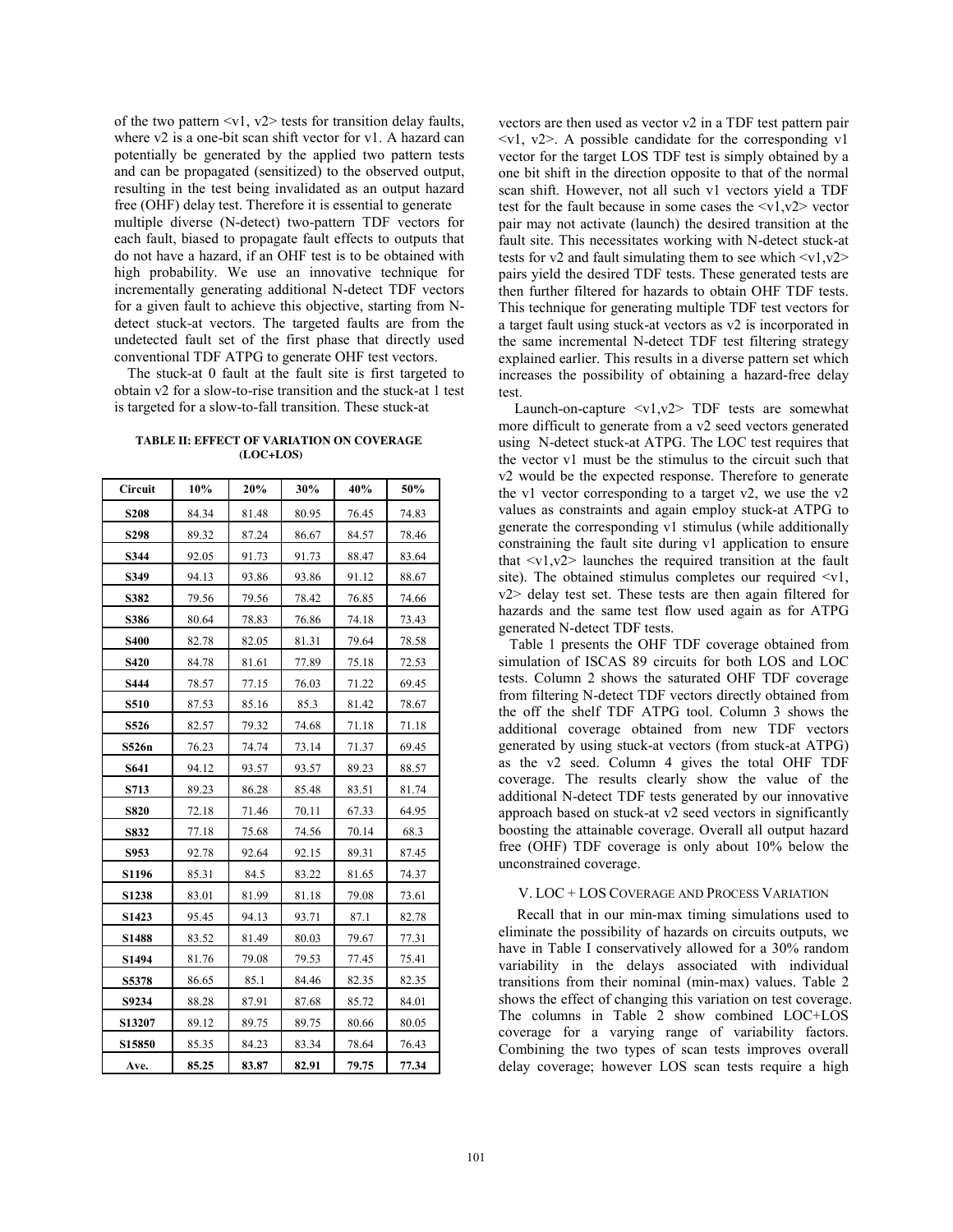of the two pattern <v1, v2> tests for transition delay faults, where v2 is a one-bit scan shift vector for v1. A hazard can potentially be generated by the applied two pattern tests and can be propagated (sensitized) to the observed output, resulting in the test being invalidated as an output hazard free (OHF) delay test. Therefore it is essential to generate multiple diverse (N-detect) two-pattern TDF vectors for each fault, biased to propagate fault effects to outputs that do not have a hazard, if an OHF test is to be obtained with high probability. We use an innovative technique for incrementally generating additional N-detect TDF vectors for a given fault to achieve this objective, starting from N-detect stuck-at vectors. The targeted faults are from the undetected fault set of the first phase that directly used conventional TDF ATPG to generate OHF test vectors.

The stuck-at 0 fault at the fault site is first targeted to obtain v2 for a slow-to-rise transition and the stuck-at 1 test is targeted for a slow-to-fall transition. These stuck-at vectors are then used as vector v2 in a TDF test pattern pair <v1, v2>. A possible candidate for the corresponding v1 vector for the target LOS TDF test is simply obtained by a one bit shift in the direction opposite to that of the normal scan shift. However, not all such v1 vectors yield a TDF test for the fault because in some cases the <v1,v2> vector pair may not activate (launch) the desired transition at the fault site. This necessitates working with N-detect stuck-at tests for v2 and fault simulating them to see which <v1,v2> pairs yield the desired TDF tests. These generated tests are then further filtered for hazards to obtain OHF TDF tests. This technique for generating multiple TDF test vectors for a target fault using stuck-at vectors as v2 is incorporated in the same incremental N-detect TDF test filtering strategy explained earlier. This results in a diverse pattern set which increases the possibility of obtaining a hazard-free delay test.

Launch-on-capture <v1,v2> TDF tests are somewhat more difficult to generate from a v2 seed vectors generated using N-detect stuck-at ATPG. The LOC test requires that the vector v1 must be the stimulus to the circuit such that v2 would be the expected response. Therefore to generate the v1 vector corresponding to a target v2, we use the v2 values as constraints and again employ stuck-at ATPG to generate the corresponding v1 stimulus (while additionally constraining the fault site during v1 application to ensure that <v1,v2> launches the required transition at the fault site). The obtained stimulus completes our required <v1, v2> delay test set. These tests are then again filtered for hazards and the same test flow used again as for ATPG generated N-detect TDF tests.

Table 1 presents the OHF TDF coverage obtained from simulation of ISCAS 89 circuits for both LOS and LOC tests. Column 2 shows the saturated OHF TDF coverage from filtering N-detect TDF vectors directly obtained from the off the shelf TDF ATPG tool. Column 3 shows the additional coverage obtained from new TDF vectors generated by using stuck-at vectors (from stuck-at ATPG) as the v2 seed. Column 4 gives the total OHF TDF coverage. The results clearly show the value of the additional N-detect TDF tests generated by our innovative approach based on stuck-at v2 seed vectors in significantly boosting the attainable coverage. Overall all output hazard free (OHF) TDF coverage is only about 10% below the unconstrained coverage.

**TABLE II: EFFECT OF VARIATION ON COVERAGE (LOC+LOS)**

| Circuit | 10% | 20% | 30% | 40% | 50% |
|---|---|---|---|---|---|
| **S208** | 84.34 | 81.48 | 80.95 | 76.45 | 74.83 |
| **S298** | 89.32 | 87.24 | 86.67 | 84.57 | 78.46 |
| **S344** | 92.05 | 91.73 | 91.73 | 88.47 | 83.64 |
| **S349** | 94.13 | 93.86 | 93.86 | 91.12 | 88.67 |
| **S382** | 79.56 | 79.56 | 78.42 | 76.85 | 74.66 |
| **S386** | 80.64 | 78.83 | 76.86 | 74.18 | 73.43 |
| **S400** | 82.78 | 82.05 | 81.31 | 79.64 | 78.58 |
| **S420** | 84.78 | 81.61 | 77.89 | 75.18 | 72.53 |
| **S444** | 78.57 | 77.15 | 76.03 | 71.22 | 69.45 |
| **S510** | 87.53 | 85.16 | 85.3 | 81.42 | 78.67 |
| **S526** | 82.57 | 79.32 | 74.68 | 71.18 | 71.18 |
| **S526n** | 76.23 | 74.74 | 73.14 | 71.37 | 69.45 |
| **S641** | 94.12 | 93.57 | 93.57 | 89.23 | 88.57 |
| **S713** | 89.23 | 86.28 | 85.48 | 83.51 | 81.74 |
| **S820** | 72.18 | 71.46 | 70.11 | 67.33 | 64.95 |
| **S832** | 77.18 | 75.68 | 74.56 | 70.14 | 68.3 |
| **S953** | 92.78 | 92.64 | 92.15 | 89.31 | 87.45 |
| **S1196** | 85.31 | 84.5 | 83.22 | 81.65 | 74.37 |
| **S1238** | 83.01 | 81.99 | 81.18 | 79.08 | 73.61 |
| **S1423** | 95.45 | 94.13 | 93.71 | 87.1 | 82.78 |
| **S1488** | 83.52 | 81.49 | 80.03 | 79.67 | 77.31 |
| **S1494** | 81.76 | 79.08 | 79.53 | 77.45 | 75.41 |
| **S5378** | 86.65 | 85.1 | 84.46 | 82.35 | 82.35 |
| **S9234** | 88.28 | 87.91 | 87.68 | 85.72 | 84.01 |
| **S13207** | 89.12 | 89.75 | 89.75 | 80.66 | 80.05 |
| **S15850** | 85.35 | 84.23 | 83.34 | 78.64 | 76.43 |
| **Ave.** | **85.25** | **83.87** | **82.91** | **79.75** | **77.34** |

## V. LOC + LOS Coverage and Process Variation

Recall that in our min-max timing simulations used to eliminate the possibility of hazards on circuits outputs, we have in Table I conservatively allowed for a 30% random variability in the delays associated with individual transitions from their nominal (min-max) values. Table 2 shows the effect of changing this variation on test coverage. The columns in Table 2 show combined LOC+LOS coverage for a varying range of variability factors. Combining the two types of scan tests improves overall delay coverage; however LOS scan tests require a high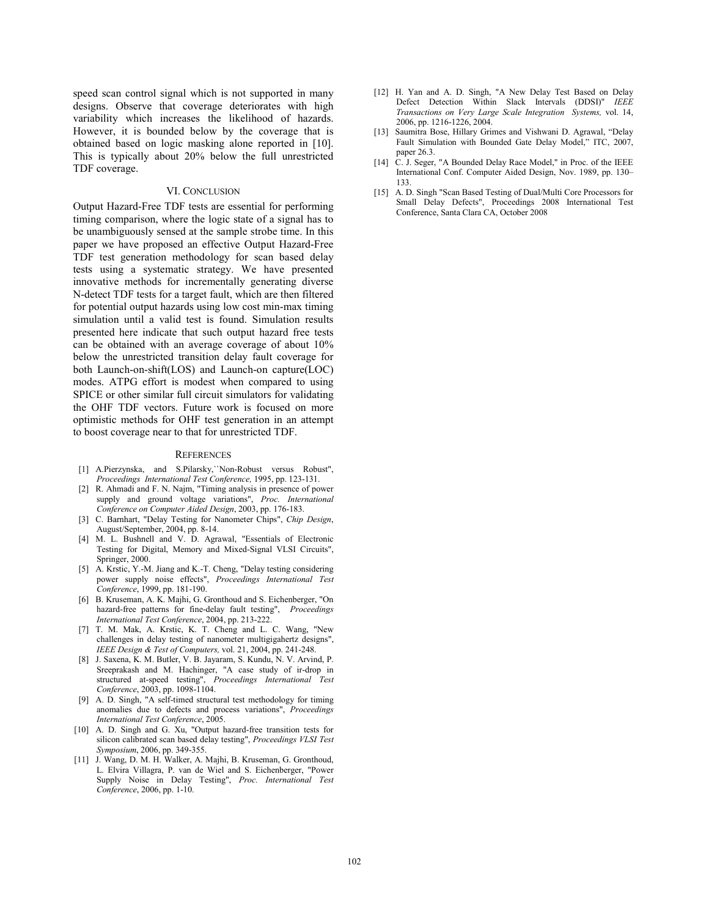speed scan control signal which is not supported in many designs. Observe that coverage deteriorates with high variability which increases the likelihood of hazards. However, it is bounded below by the coverage that is obtained based on logic masking alone reported in [10]. This is typically about 20% below the full unrestricted TDF coverage.

## VI. CONCLUSION

Output Hazard-Free TDF tests are essential for performing timing comparison, where the logic state of a signal has to be unambiguously sensed at the sample strobe time. In this paper we have proposed an effective Output Hazard-Free TDF test generation methodology for scan based delay tests using a systematic strategy. We have presented innovative methods for incrementally generating diverse N-detect TDF tests for a target fault, which are then filtered for potential output hazards using low cost min-max timing simulation until a valid test is found. Simulation results presented here indicate that such output hazard free tests can be obtained with an average coverage of about 10% below the unrestricted transition delay fault coverage for both Launch-on-shift(LOS) and Launch-on capture(LOC) modes. ATPG effort is modest when compared to using SPICE or other similar full circuit simulators for validating the OHF TDF vectors. Future work is focused on more optimistic methods for OHF test generation in an attempt to boost coverage near to that for unrestricted TDF.

## REFERENCES

[1] A.Pierzynska, and S.Pilarsky,``Non-Robust versus Robust", *Proceedings International Test Conference,* 1995, pp. 123-131.

[2] R. Ahmadi and F. N. Najm, "Timing analysis in presence of power supply and ground voltage variations", *Proc. International Conference on Computer Aided Design*, 2003, pp. 176-183.

[3] C. Barnhart, "Delay Testing for Nanometer Chips", *Chip Design*, August/September, 2004, pp. 8-14.

[4] M. L. Bushnell and V. D. Agrawal, "Essentials of Electronic Testing for Digital, Memory and Mixed-Signal VLSI Circuits", Springer, 2000.

[5] A. Krstic, Y.-M. Jiang and K.-T. Cheng, "Delay testing considering power supply noise effects", *Proceedings International Test Conference*, 1999, pp. 181-190.

[6] B. Kruseman, A. K. Majhi, G. Gronthoud and S. Eichenberger, "On hazard-free patterns for fine-delay fault testing", *Proceedings International Test Conference*, 2004, pp. 213-222.

[7] T. M. Mak, A. Krstic, K. T. Cheng and L. C. Wang, "New challenges in delay testing of nanometer multigigahertz designs", *IEEE Design & Test of Computers,* vol. 21, 2004, pp. 241-248.

[8] J. Saxena, K. M. Butler, V. B. Jayaram, S. Kundu, N. V. Arvind, P. Sreeprakash and M. Hachinger, "A case study of ir-drop in structured at-speed testing", *Proceedings International Test Conference*, 2003, pp. 1098-1104.

[9] A. D. Singh, "A self-timed structural test methodology for timing anomalies due to defects and process variations", *Proceedings International Test Conference*, 2005.

[10] A. D. Singh and G. Xu, "Output hazard-free transition tests for silicon calibrated scan based delay testing", *Proceedings VLSI Test Symposium*, 2006, pp. 349-355.

[11] J. Wang, D. M. H. Walker, A. Majhi, B. Kruseman, G. Gronthoud, L. Elvira Villagra, P. van de Wiel and S. Eichenberger, "Power Supply Noise in Delay Testing", *Proc. International Test Conference*, 2006, pp. 1-10.

[12] H. Yan and A. D. Singh, "A New Delay Test Based on Delay Defect Detection Within Slack Intervals (DDSI)" *IEEE Transactions on Very Large Scale Integration Systems,* vol. 14, 2006, pp. 1216-1226, 2004.

[13] Saumitra Bose, Hillary Grimes and Vishwani D. Agrawal, "Delay Fault Simulation with Bounded Gate Delay Model," ITC, 2007, paper 26.3.

[14] C. J. Seger, "A Bounded Delay Race Model," in Proc. of the IEEE International Conf. Computer Aided Design, Nov. 1989, pp. 130–133.

[15] A. D. Singh "Scan Based Testing of Dual/Multi Core Processors for Small Delay Defects", Proceedings 2008 International Test Conference, Santa Clara CA, October 2008